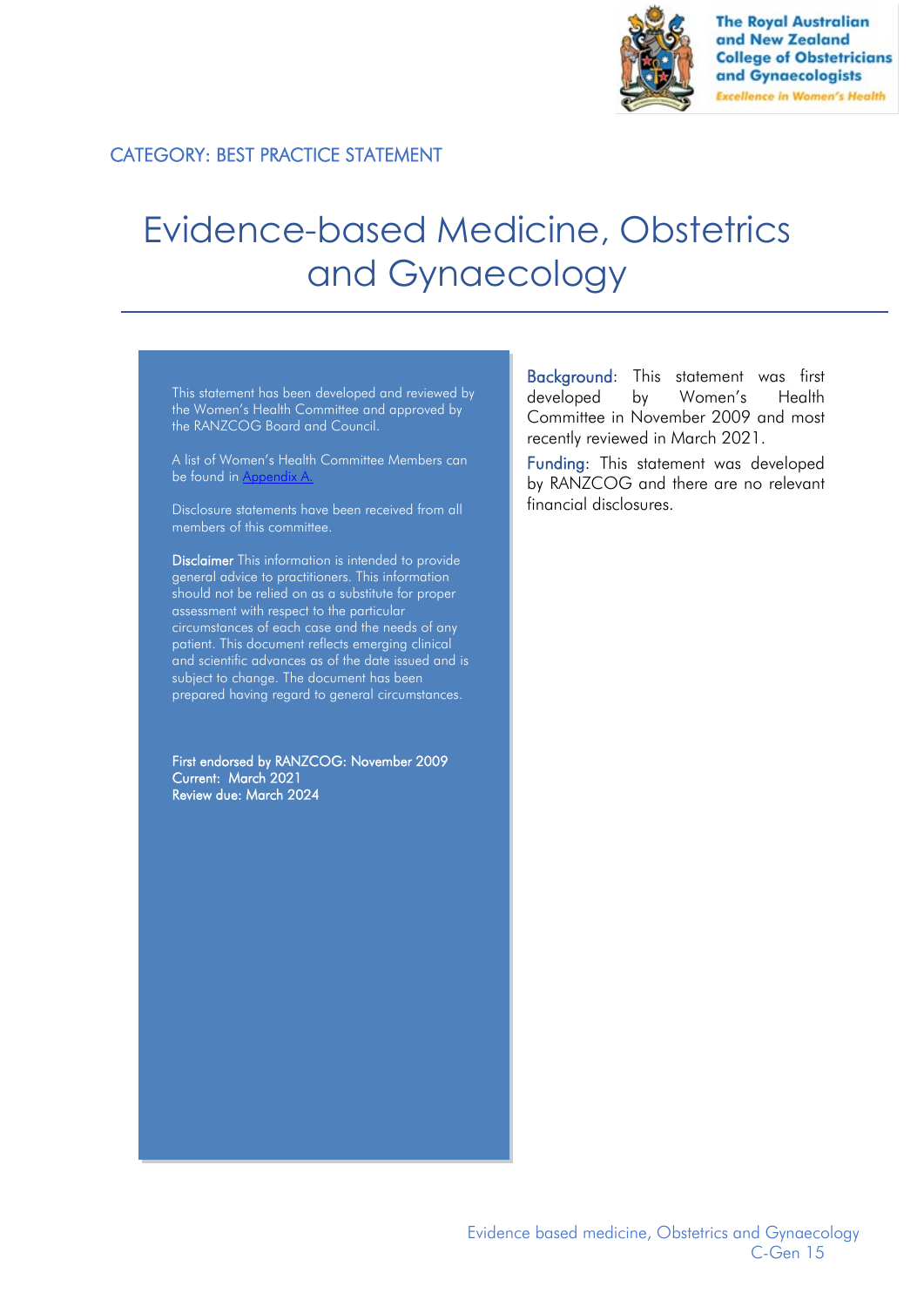CATEGORY: BEST PRACTICE STATEMENT

# Evidence-based Medicine, Obstetrics and Gynaecology

This statement has been developed and reviewed by the Women's Health Committee and approved by the RANZCOG Board and Council.

A list of Women's Health Committee Members can be found in [Appendix A.](#)

Disclosure statements have been received from all members of this committee.

**Disclaimer** This information is intended to provide general advice to practitioners. This information should not be relied on as a substitute for proper assessment with respect to the particular circumstances of each case and the needs of any patient. This document reflects emerging clinical and scientific advances as of the date issued and is subject to change. The document has been prepared having regard to general circumstances.

**First endorsed by RANZCOG: November 2009**
**Current: March 2021**
**Review due: March 2024**

**Background:** This statement was first developed by Women's Health Committee in November 2009 and most recently reviewed in March 2021.

**Funding:** This statement was developed by RANZCOG and there are no relevant financial disclosures.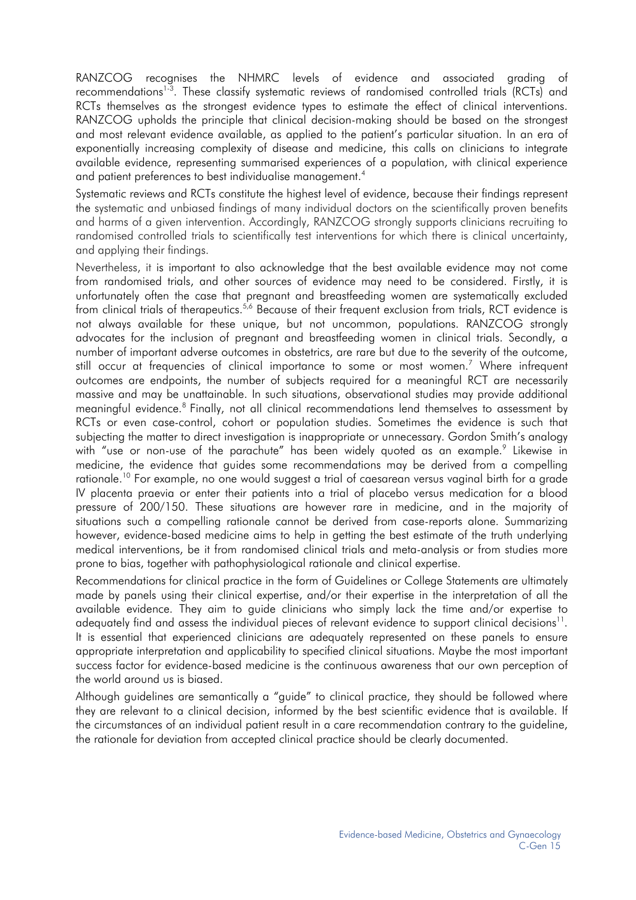RANZCOG recognises the NHMRC levels of evidence and associated grading of recommendations[1-3]. These classify systematic reviews of randomised controlled trials (RCTs) and RCTs themselves as the strongest evidence types to estimate the effect of clinical interventions. RANZCOG upholds the principle that clinical decision-making should be based on the strongest and most relevant evidence available, as applied to the patient's particular situation. In an era of exponentially increasing complexity of disease and medicine, this calls on clinicians to integrate available evidence, representing summarised experiences of a population, with clinical experience and patient preferences to best individualise management.[4]

Systematic reviews and RCTs constitute the highest level of evidence, because their findings represent the systematic and unbiased findings of many individual doctors on the scientifically proven benefits and harms of a given intervention. Accordingly, RANZCOG strongly supports clinicians recruiting to randomised controlled trials to scientifically test interventions for which there is clinical uncertainty, and applying their findings.

Nevertheless, it is important to also acknowledge that the best available evidence may not come from randomised trials, and other sources of evidence may need to be considered. Firstly, it is unfortunately often the case that pregnant and breastfeeding women are systematically excluded from clinical trials of therapeutics.[5,6] Because of their frequent exclusion from trials, RCT evidence is not always available for these unique, but not uncommon, populations. RANZCOG strongly advocates for the inclusion of pregnant and breastfeeding women in clinical trials. Secondly, a number of important adverse outcomes in obstetrics, are rare but due to the severity of the outcome, still occur at frequencies of clinical importance to some or most women.[7] Where infrequent outcomes are endpoints, the number of subjects required for a meaningful RCT are necessarily massive and may be unattainable. In such situations, observational studies may provide additional meaningful evidence.[8] Finally, not all clinical recommendations lend themselves to assessment by RCTs or even case-control, cohort or population studies. Sometimes the evidence is such that subjecting the matter to direct investigation is inappropriate or unnecessary. Gordon Smith's analogy with "use or non-use of the parachute" has been widely quoted as an example.[9] Likewise in medicine, the evidence that guides some recommendations may be derived from a compelling rationale.[10] For example, no one would suggest a trial of caesarean versus vaginal birth for a grade IV placenta praevia or enter their patients into a trial of placebo versus medication for a blood pressure of 200/150. These situations are however rare in medicine, and in the majority of situations such a compelling rationale cannot be derived from case-reports alone. Summarizing however, evidence-based medicine aims to help in getting the best estimate of the truth underlying medical interventions, be it from randomised clinical trials and meta-analysis or from studies more prone to bias, together with pathophysiological rationale and clinical expertise.

Recommendations for clinical practice in the form of Guidelines or College Statements are ultimately made by panels using their clinical expertise, and/or their expertise in the interpretation of all the available evidence. They aim to guide clinicians who simply lack the time and/or expertise to adequately find and assess the individual pieces of relevant evidence to support clinical decisions[11]. It is essential that experienced clinicians are adequately represented on these panels to ensure appropriate interpretation and applicability to specified clinical situations. Maybe the most important success factor for evidence-based medicine is the continuous awareness that our own perception of the world around us is biased.

Although guidelines are semantically a "guide" to clinical practice, they should be followed where they are relevant to a clinical decision, informed by the best scientific evidence that is available. If the circumstances of an individual patient result in a care recommendation contrary to the guideline, the rationale for deviation from accepted clinical practice should be clearly documented.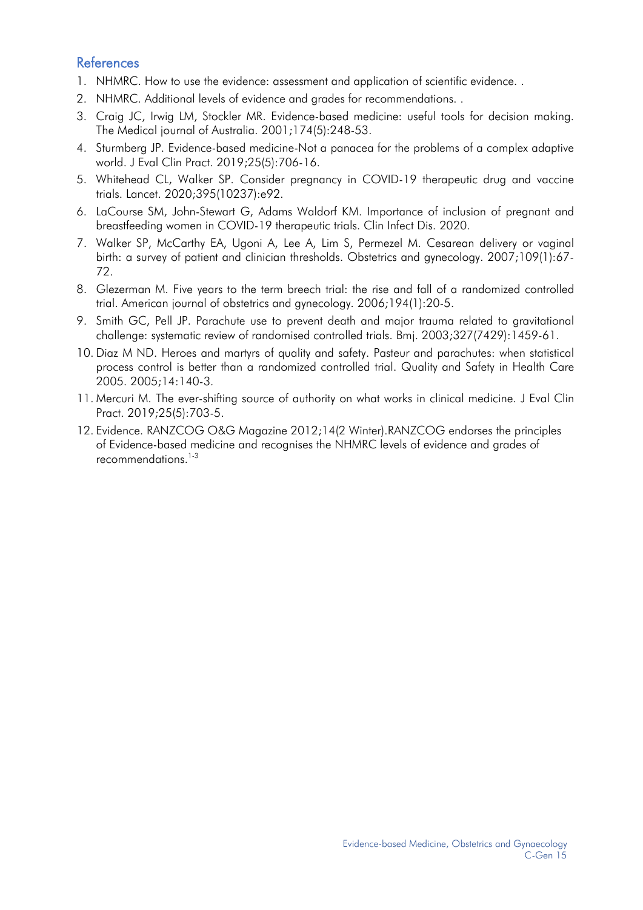## References

1. NHMRC. How to use the evidence: assessment and application of scientific evidence. .
2. NHMRC. Additional levels of evidence and grades for recommendations. .
3. Craig JC, Irwig LM, Stockler MR. Evidence-based medicine: useful tools for decision making. The Medical journal of Australia. 2001;174(5):248-53.
4. Sturmberg JP. Evidence-based medicine-Not a panacea for the problems of a complex adaptive world. J Eval Clin Pract. 2019;25(5):706-16.
5. Whitehead CL, Walker SP. Consider pregnancy in COVID-19 therapeutic drug and vaccine trials. Lancet. 2020;395(10237):e92.
6. LaCourse SM, John-Stewart G, Adams Waldorf KM. Importance of inclusion of pregnant and breastfeeding women in COVID-19 therapeutic trials. Clin Infect Dis. 2020.
7. Walker SP, McCarthy EA, Ugoni A, Lee A, Lim S, Permezel M. Cesarean delivery or vaginal birth: a survey of patient and clinician thresholds. Obstetrics and gynecology. 2007;109(1):67-72.
8. Glezerman M. Five years to the term breech trial: the rise and fall of a randomized controlled trial. American journal of obstetrics and gynecology. 2006;194(1):20-5.
9. Smith GC, Pell JP. Parachute use to prevent death and major trauma related to gravitational challenge: systematic review of randomised controlled trials. Bmj. 2003;327(7429):1459-61.
10. Diaz M ND. Heroes and martyrs of quality and safety. Pasteur and parachutes: when statistical process control is better than a randomized controlled trial. Quality and Safety in Health Care 2005. 2005;14:140-3.
11. Mercuri M. The ever-shifting source of authority on what works in clinical medicine. J Eval Clin Pract. 2019;25(5):703-5.
12. Evidence. RANZCOG O&G Magazine 2012;14(2 Winter).RANZCOG endorses the principles of Evidence-based medicine and recognises the NHMRC levels of evidence and grades of recommendations.[1-3]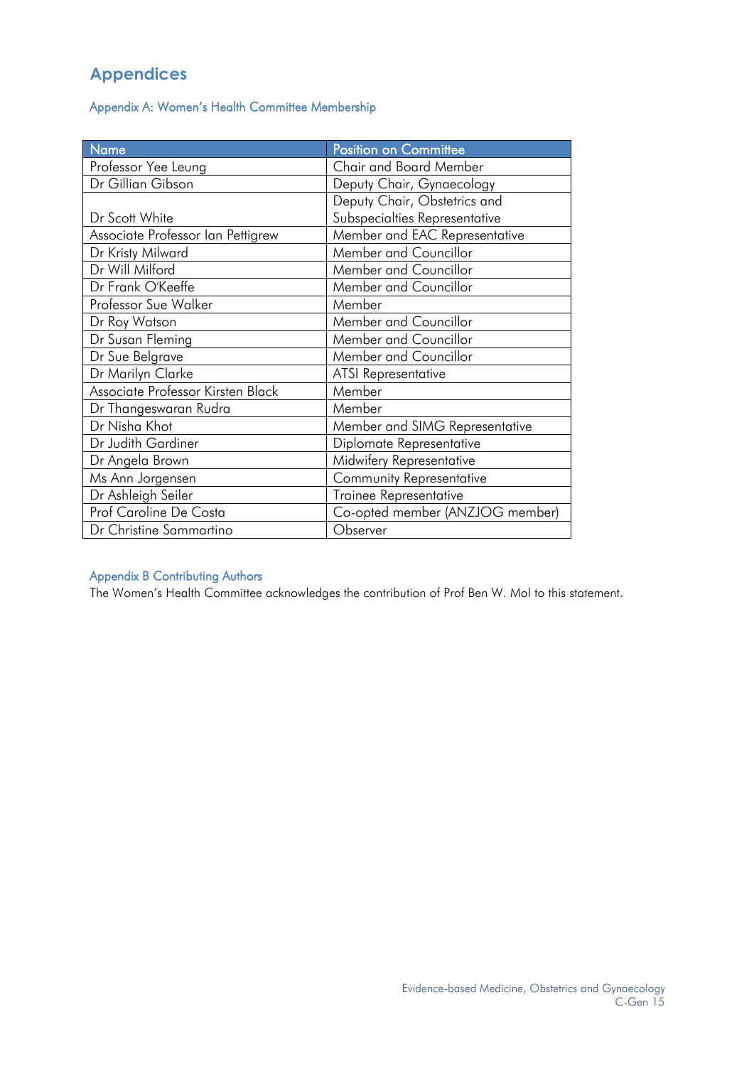# Appendices

## Appendix A: Women's Health Committee Membership

| Name | Position on Committee |
|---|---|
| Professor Yee Leung | Chair and Board Member |
| Dr Gillian Gibson | Deputy Chair, Gynaecology |
| Dr Scott White | Deputy Chair, Obstetrics and Subspecialties Representative |
| Associate Professor Ian Pettigrew | Member and EAC Representative |
| Dr Kristy Milward | Member and Councillor |
| Dr Will Milford | Member and Councillor |
| Dr Frank O'Keeffe | Member and Councillor |
| Professor Sue Walker | Member |
| Dr Roy Watson | Member and Councillor |
| Dr Susan Fleming | Member and Councillor |
| Dr Sue Belgrave | Member and Councillor |
| Dr Marilyn Clarke | ATSI Representative |
| Associate Professor Kirsten Black | Member |
| Dr Thangeswaran Rudra | Member |
| Dr Nisha Khot | Member and SIMG Representative |
| Dr Judith Gardiner | Diplomate Representative |
| Dr Angela Brown | Midwifery Representative |
| Ms Ann Jorgensen | Community Representative |
| Dr Ashleigh Seiler | Trainee Representative |
| Prof Caroline De Costa | Co-opted member (ANZJOG member) |
| Dr Christine Sammartino | Observer |

## Appendix B Contributing Authors

The Women's Health Committee acknowledges the contribution of Prof Ben W. Mol to this statement.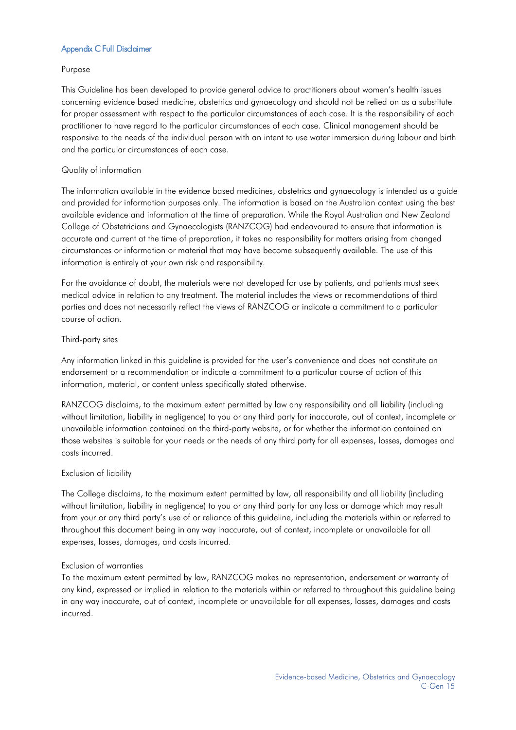## Appendix C Full Disclaimer

Purpose

This Guideline has been developed to provide general advice to practitioners about women's health issues concerning evidence based medicine, obstetrics and gynaecology and should not be relied on as a substitute for proper assessment with respect to the particular circumstances of each case. It is the responsibility of each practitioner to have regard to the particular circumstances of each case. Clinical management should be responsive to the needs of the individual person with an intent to use water immersion during labour and birth and the particular circumstances of each case.

Quality of information

The information available in the evidence based medicines, obstetrics and gynaecology is intended as a guide and provided for information purposes only. The information is based on the Australian context using the best available evidence and information at the time of preparation. While the Royal Australian and New Zealand College of Obstetricians and Gynaecologists (RANZCOG) had endeavoured to ensure that information is accurate and current at the time of preparation, it takes no responsibility for matters arising from changed circumstances or information or material that may have become subsequently available. The use of this information is entirely at your own risk and responsibility.

For the avoidance of doubt, the materials were not developed for use by patients, and patients must seek medical advice in relation to any treatment. The material includes the views or recommendations of third parties and does not necessarily reflect the views of RANZCOG or indicate a commitment to a particular course of action.

Third-party sites

Any information linked in this guideline is provided for the user's convenience and does not constitute an endorsement or a recommendation or indicate a commitment to a particular course of action of this information, material, or content unless specifically stated otherwise.

RANZCOG disclaims, to the maximum extent permitted by law any responsibility and all liability (including without limitation, liability in negligence) to you or any third party for inaccurate, out of context, incomplete or unavailable information contained on the third-party website, or for whether the information contained on those websites is suitable for your needs or the needs of any third party for all expenses, losses, damages and costs incurred.

Exclusion of liability

The College disclaims, to the maximum extent permitted by law, all responsibility and all liability (including without limitation, liability in negligence) to you or any third party for any loss or damage which may result from your or any third party's use of or reliance of this guideline, including the materials within or referred to throughout this document being in any way inaccurate, out of context, incomplete or unavailable for all expenses, losses, damages, and costs incurred.

Exclusion of warranties

To the maximum extent permitted by law, RANZCOG makes no representation, endorsement or warranty of any kind, expressed or implied in relation to the materials within or referred to throughout this guideline being in any way inaccurate, out of context, incomplete or unavailable for all expenses, losses, damages and costs incurred.